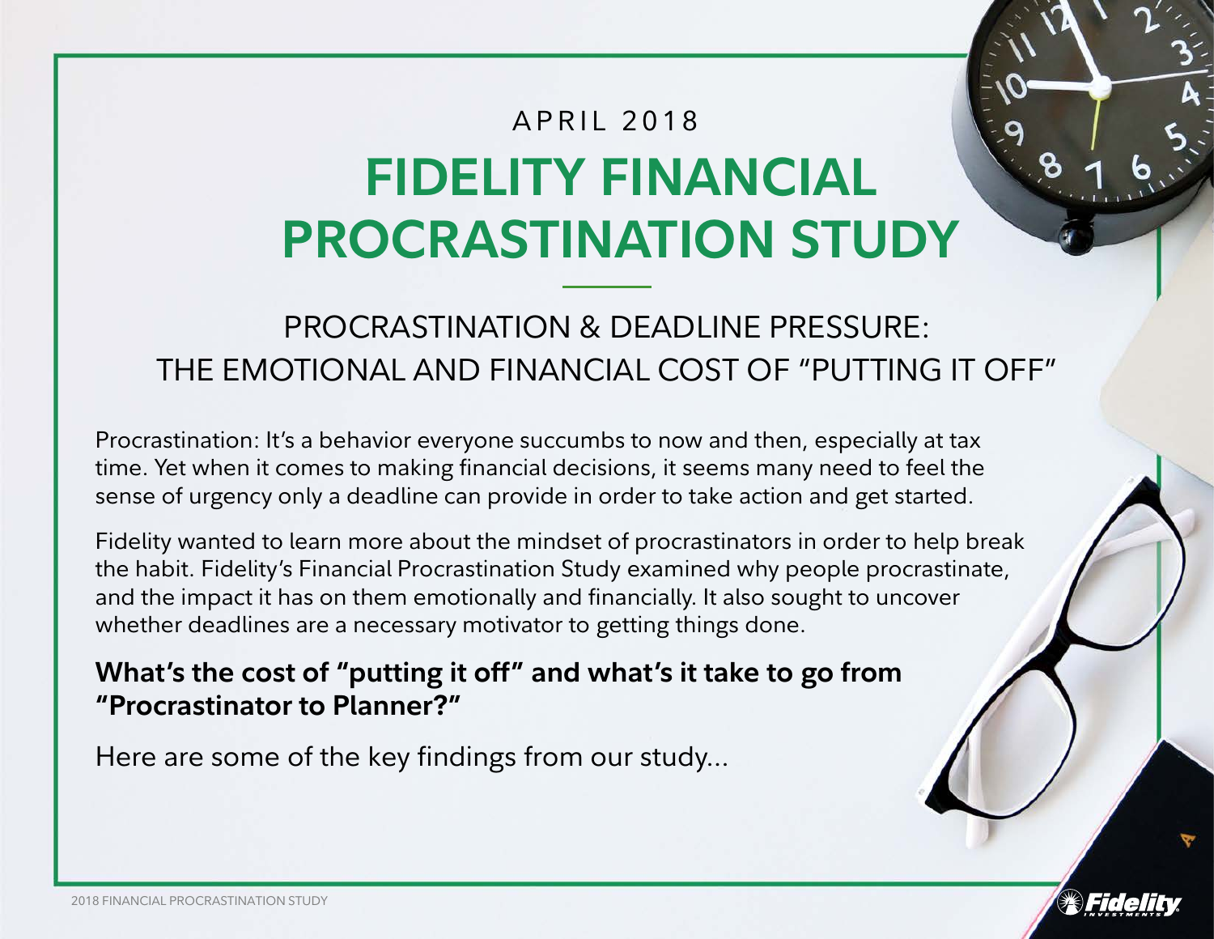APRIL 2018

# FIDELITY FINANCIAL PROCRASTINATION STUDY

## PROCRASTINATION & DEADLINE PRESSURE: THE EMOTIONAL AND FINANCIAL COST OF "PUTTING IT OFF"

Procrastination: It's a behavior everyone succumbs to now and then, especially at tax time. Yet when it comes to making financial decisions, it seems many need to feel the sense of urgency only a deadline can provide in order to take action and get started.

Fidelity wanted to learn more about the mindset of procrastinators in order to help break the habit. Fidelity's Financial Procrastination Study examined why people procrastinate, and the impact it has on them emotionally and financially. It also sought to uncover whether deadlines are a necessary motivator to getting things done.

**What's the cost of "putting it off" and what's it take to go from "Procrastinator to Planner?"**

Here are some of the key findings from our study...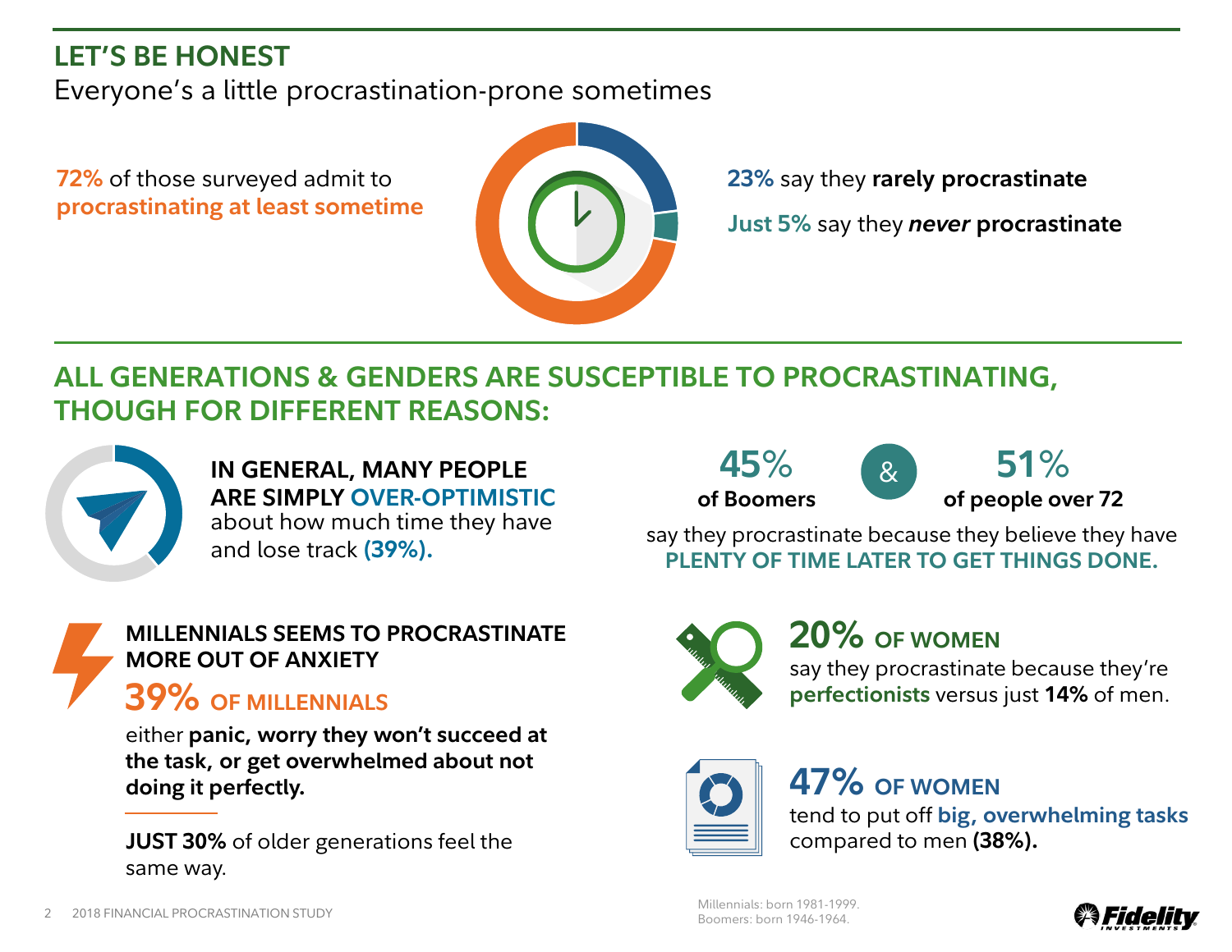## LET'S BE HONEST

Everyone's a little procrastination-prone sometimes

**72%** of those surveyed admit to **procrastinating at least sometime**

**23%** say they **rarely procrastinate**

**Just 5%** say they ***never*** **procrastinate**

## ALL GENERATIONS & GENDERS ARE SUSCEPTIBLE TO PROCRASTINATING, THOUGH FOR DIFFERENT REASONS:

**IN GENERAL, MANY PEOPLE ARE SIMPLY OVER-OPTIMISTIC** about how much time they have and lose track **(39%).**

**45%** of Boomers & **51%** of people over 72 say they procrastinate because they believe they have **PLENTY OF TIME LATER TO GET THINGS DONE.**

**MILLENNIALS SEEMS TO PROCRASTINATE MORE OUT OF ANXIETY**

**39% OF MILLENNIALS**

either **panic, worry they won't succeed at the task, or get overwhelmed about not doing it perfectly.**

**JUST 30%** of older generations feel the same way.

**20% OF WOMEN** say they procrastinate because they're **perfectionists** versus just **14%** of men.

**47% OF WOMEN** tend to put off **big, overwhelming tasks** compared to men **(38%).**

Millennials: born 1981-1999.
Boomers: born 1946-1964.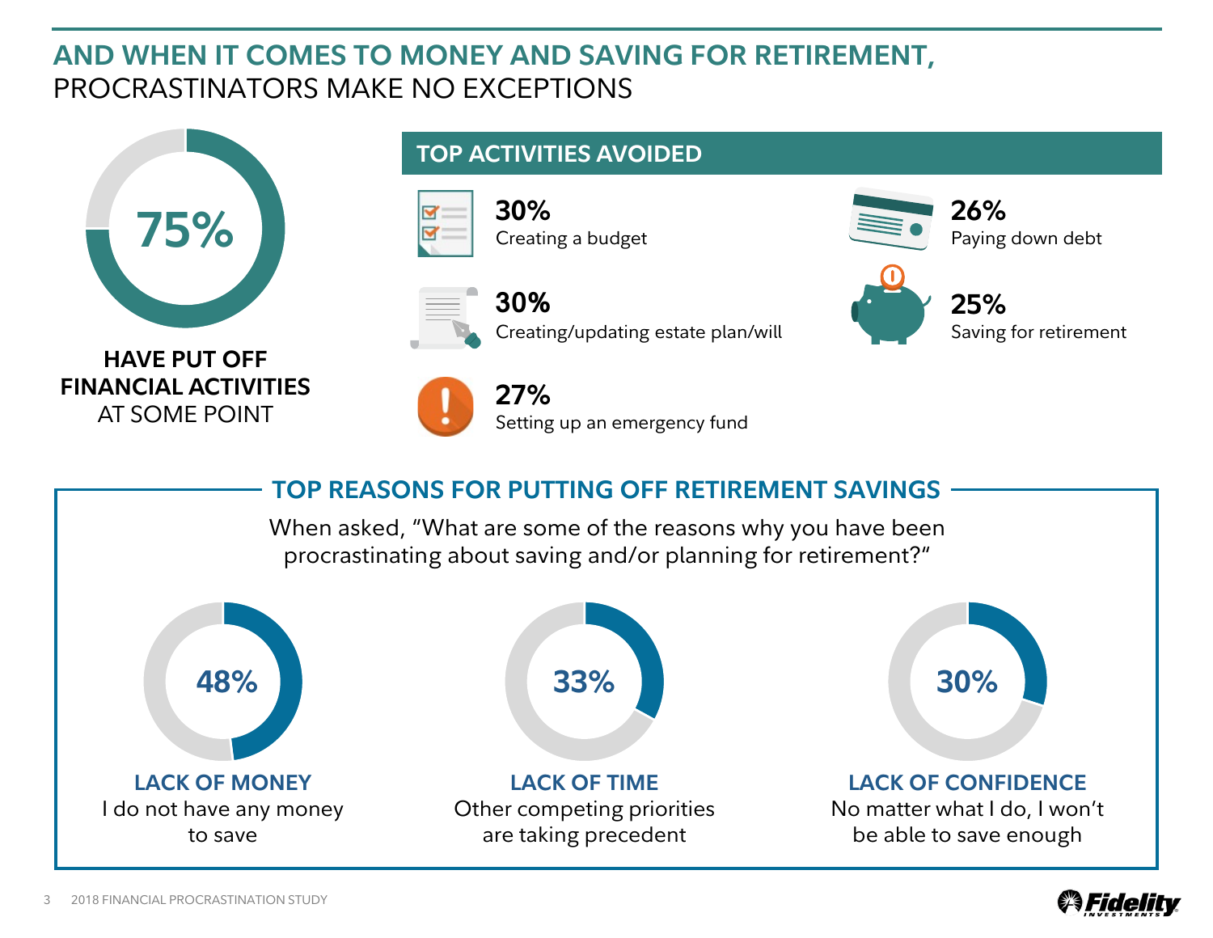# AND WHEN IT COMES TO MONEY AND SAVING FOR RETIREMENT, PROCRASTINATORS MAKE NO EXCEPTIONS

**75%**

**HAVE PUT OFF FINANCIAL ACTIVITIES** AT SOME POINT

## TOP ACTIVITIES AVOIDED

- **30%** Creating a budget
- **30%** Creating/updating estate plan/will
- **27%** Setting up an emergency fund
- **26%** Paying down debt
- **25%** Saving for retirement

## TOP REASONS FOR PUTTING OFF RETIREMENT SAVINGS

When asked, "What are some of the reasons why you have been procrastinating about saving and/or planning for retirement?"

**48%**
**LACK OF MONEY**
I do not have any money to save

**33%**
**LACK OF TIME**
Other competing priorities are taking precedent

**30%**
**LACK OF CONFIDENCE**
No matter what I do, I won't be able to save enough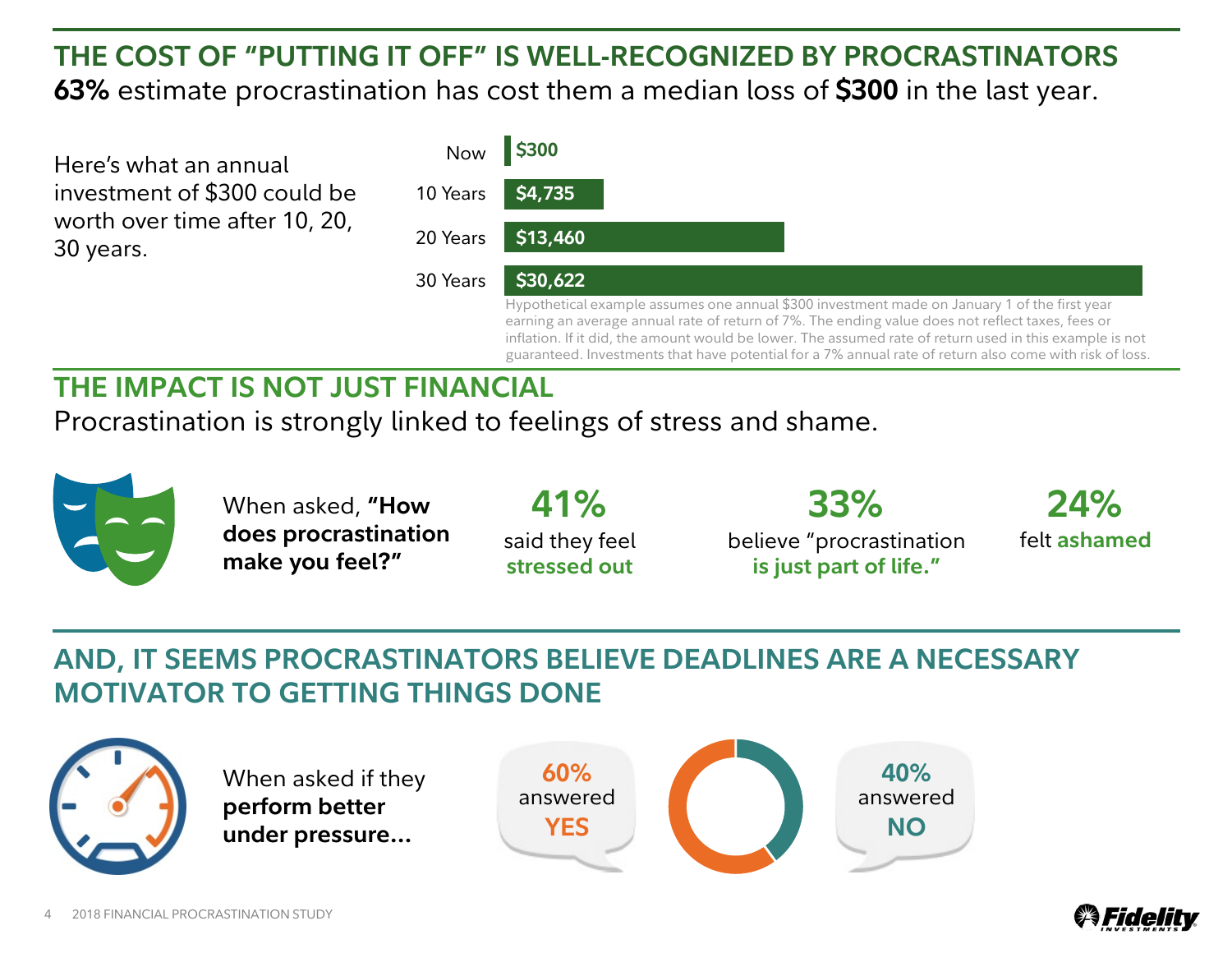## THE COST OF "PUTTING IT OFF" IS WELL-RECOGNIZED BY PROCRASTINATORS

**63%** estimate procrastination has cost them a median loss of **$300** in the last year.

Here's what an annual investment of $300 could be worth over time after 10, 20, 30 years.

| | |
|---|---|
| Now | $300 |
| 10 Years | $4,735 |
| 20 Years | $13,460 |
| 30 Years | $30,622 |

Hypothetical example assumes one annual $300 investment made on January 1 of the first year earning an average annual rate of return of 7%. The ending value does not reflect taxes, fees or inflation. If it did, the amount would be lower. The assumed rate of return used in this example is not guaranteed. Investments that have potential for a 7% annual rate of return also come with risk of loss.

## THE IMPACT IS NOT JUST FINANCIAL

Procrastination is strongly linked to feelings of stress and shame.

When asked, **"How does procrastination make you feel?"**

**41%** said they feel **stressed out**

**33%** believe "procrastination **is just part of life."**

**24%** felt **ashamed**

## AND, IT SEEMS PROCRASTINATORS BELIEVE DEADLINES ARE A NECESSARY MOTIVATOR TO GETTING THINGS DONE

When asked if they **perform better under pressure...**

**60%** answered **YES**

**40%** answered **NO**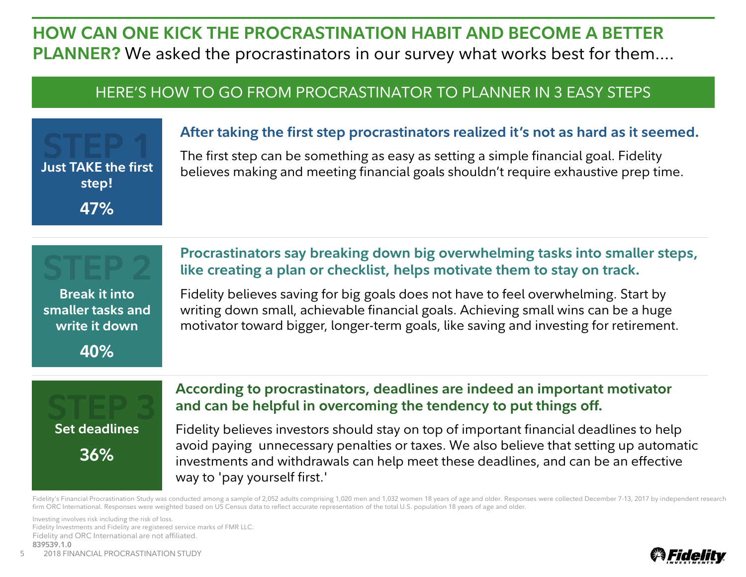# HOW CAN ONE KICK THE PROCRASTINATION HABIT AND BECOME A BETTER PLANNER? We asked the procrastinators in our survey what works best for them....

## HERE'S HOW TO GO FROM PROCRASTINATOR TO PLANNER IN 3 EASY STEPS

### STEP 1

**Just TAKE the first step!**

**47%**

**After taking the first step procrastinators realized it's not as hard as it seemed.**

The first step can be something as easy as setting a simple financial goal. Fidelity believes making and meeting financial goals shouldn't require exhaustive prep time.

### STEP 2

**Break it into smaller tasks and write it down**

**40%**

**Procrastinators say breaking down big overwhelming tasks into smaller steps, like creating a plan or checklist, helps motivate them to stay on track.**

Fidelity believes saving for big goals does not have to feel overwhelming. Start by writing down small, achievable financial goals. Achieving small wins can be a huge motivator toward bigger, longer-term goals, like saving and investing for retirement.

### STEP 3

**Set deadlines**

**36%**

**According to procrastinators, deadlines are indeed an important motivator and can be helpful in overcoming the tendency to put things off.**

Fidelity believes investors should stay on top of important financial deadlines to help avoid paying unnecessary penalties or taxes. We also believe that setting up automatic investments and withdrawals can help meet these deadlines, and can be an effective way to 'pay yourself first.'

Fidelity's Financial Procrastination Study was conducted among a sample of 2,052 adults comprising 1,020 men and 1,032 women 18 years of age and older. Responses were collected December 7-13, 2017 by independent research firm ORC International. Responses were weighted based on US Census data to reflect accurate representation of the total U.S. population 18 years of age and older.

Investing involves risk including the risk of loss.
Fidelity Investments and Fidelity are registered service marks of FMR LLC.
Fidelity and ORC International are not affiliated.
**839539.1.0**